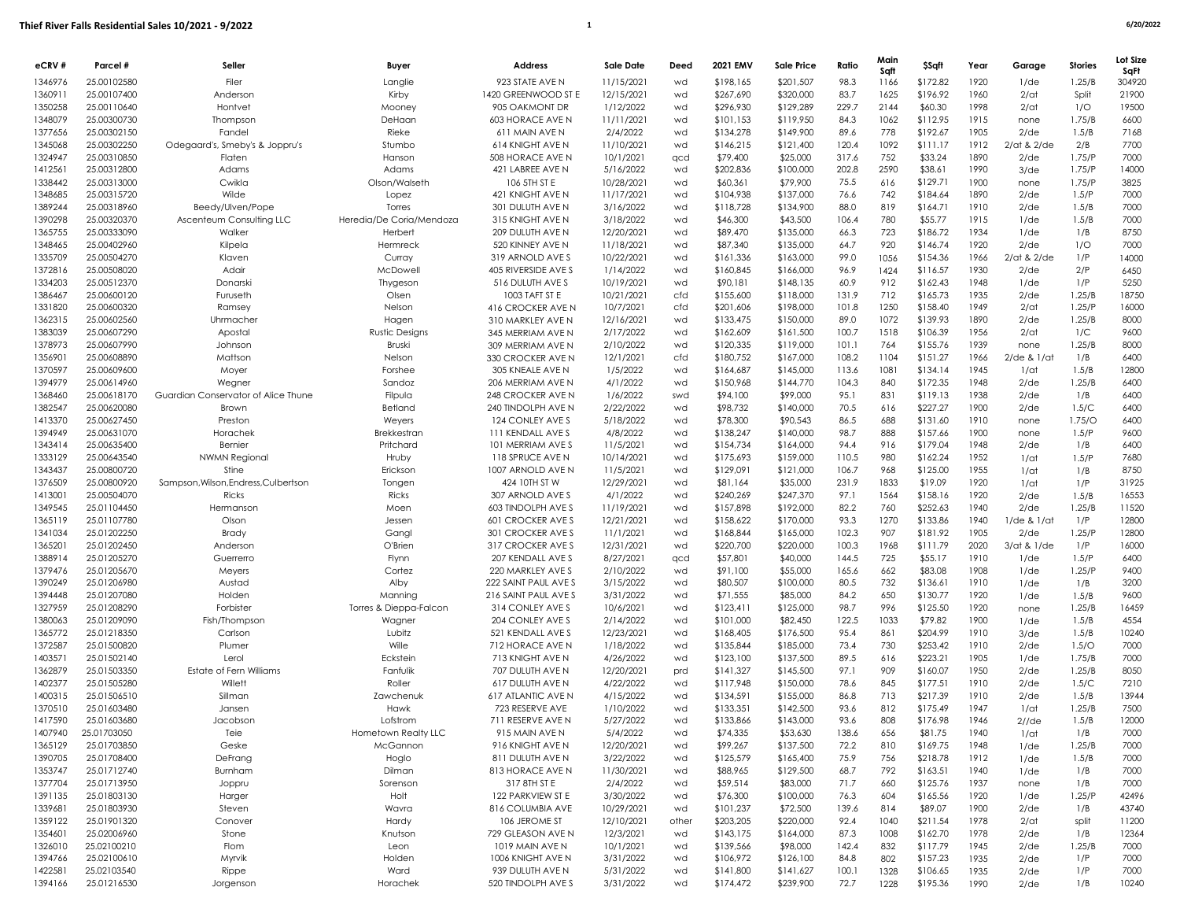# Thief River Falls Residential Sales 10/2021 - 9/2022

| eCRV # | Parcel # | Seller | Buyer | Address | Sale Date | Deed | 2021 EMV | Sale Price | Ratio | Main Sqft | $Sqft | Year | Garage | Stories | Lot Size SqFt |
|---|---|---|---|---|---|---|---|---|---|---|---|---|---|---|---|
| 1346976 | 25.00102580 | Filer | Langlie | 923 STATE AVE N | 11/15/2021 | wd | $198,165 | $201,507 | 98.3 | 1166 | $172.82 | 1920 | 1/de | 1.25/B | 304920 |
| 1360911 | 25.00107400 | Anderson | Kirby | 1420 GREENWOOD ST E | 12/15/2021 | wd | $267,690 | $320,000 | 83.7 | 1625 | $196.92 | 1960 | 2/at | Split | 21900 |
| 1350258 | 25.00110640 | Hontvet | Mooney | 905 OAKMONT DR | 1/12/2022 | wd | $296,930 | $129,289 | 229.7 | 2144 | $60.30 | 1998 | 2/at | 1/O | 19500 |
| 1348079 | 25.00300730 | Thompson | DeHaan | 603 HORACE AVE N | 11/11/2021 | wd | $101,153 | $119,950 | 84.3 | 1062 | $112.95 | 1915 | none | 1.75/B | 6600 |
| 1377656 | 25.00302150 | Fandel | Rieke | 611 MAIN AVE N | 2/4/2022 | wd | $134,278 | $149,900 | 89.6 | 778 | $192.67 | 1905 | 2/de | 1.5/B | 7168 |
| 1345068 | 25.00302250 | Odegaard's, Smeby's & Joppru's | Stumbo | 614 KNIGHT AVE N | 11/10/2021 | wd | $146,215 | $121,400 | 120.4 | 1092 | $111.17 | 1912 | 2/at & 2/de | 2/B | 7700 |
| 1324947 | 25.00310850 | Flaten | Hanson | 508 HORACE AVE N | 10/1/2021 | qcd | $79,400 | $25,000 | 317.6 | 752 | $33.24 | 1890 | 2/de | 1.75/P | 7000 |
| 1412561 | 25.00312800 | Adams | Adams | 421 LABREE AVE N | 5/16/2022 | wd | $202,836 | $100,000 | 202.8 | 2590 | $38.61 | 1990 | 3/de | 1.75/P | 14000 |
| 1338442 | 25.00313000 | Cwikla | Olson/Walseth | 106 5TH ST E | 10/28/2021 | wd | $60,361 | $79,900 | 75.5 | 616 | $129.71 | 1900 | none | 1.75/P | 3825 |
| 1348685 | 25.00315720 | Wilde | Lopez | 421 KNIGHT AVE N | 11/17/2021 | wd | $104,938 | $137,000 | 76.6 | 742 | $184.64 | 1890 | 2/de | 1.5/P | 7000 |
| 1389244 | 25.00318960 | Beedy/Ulven/Pope | Torres | 301 DULUTH AVE N | 3/16/2022 | wd | $118,728 | $134,900 | 88.0 | 819 | $164.71 | 1910 | 2/de | 1.5/B | 7000 |
| 1390298 | 25.00320370 | Ascenteum Consulting LLC | Heredia/De Coria/Mendoza | 315 KNIGHT AVE N | 3/18/2022 | wd | $46,300 | $43,500 | 106.4 | 780 | $55.77 | 1915 | 1/de | 1.5/B | 7000 |
| 1365755 | 25.00333090 | Walker | Herbert | 209 DULUTH AVE N | 12/20/2021 | wd | $89,470 | $135,000 | 66.3 | 723 | $186.72 | 1934 | 1/de | 1/B | 8750 |
| 1348465 | 25.00402960 | Kilpela | Hermreck | 520 KINNEY AVE N | 11/18/2021 | wd | $87,340 | $135,000 | 64.7 | 920 | $146.74 | 1920 | 2/de | 1/O | 7000 |
| 1335709 | 25.00504270 | Klaven | Curray | 319 ARNOLD AVE S | 10/22/2021 | wd | $161,336 | $163,000 | 99.0 | 1056 | $154.36 | 1966 | 2/at & 2/de | 1/P | 14000 |
| 1372816 | 25.00508020 | Adair | McDowell | 405 RIVERSIDE AVE S | 1/14/2022 | wd | $160,845 | $166,000 | 96.9 | 1424 | $116.57 | 1930 | 2/de | 2/P | 6450 |
| 1334203 | 25.00512370 | Donarski | Thygeson | 516 DULUTH AVE S | 10/19/2021 | wd | $90,181 | $148,135 | 60.9 | 912 | $162.43 | 1948 | 1/de | 1/P | 5250 |
| 1386467 | 25.00600120 | Furuseth | Olsen | 1003 TAFT ST E | 10/21/2021 | cfd | $155,600 | $118,000 | 131.9 | 712 | $165.73 | 1935 | 2/de | 1.25/B | 18750 |
| 1331820 | 25.00600320 | Ramsey | Nelson | 416 CROCKER AVE N | 10/7/2021 | cfd | $201,606 | $198,000 | 101.8 | 1250 | $158.40 | 1949 | 2/at | 1.25/P | 16000 |
| 1362315 | 25.00602560 | Uhrmacher | Hagen | 310 MARKLEY AVE N | 12/16/2021 | wd | $133,475 | $150,000 | 89.0 | 1072 | $139.93 | 1890 | 2/de | 1.25/B | 8000 |
| 1383039 | 25.00607290 | Apostal | Rustic Designs | 345 MERRIAM AVE N | 2/17/2022 | wd | $162,609 | $161,500 | 100.7 | 1518 | $106.39 | 1956 | 2/at | 1/C | 9600 |
| 1378973 | 25.00607990 | Johnson | Bruski | 309 MERRIAM AVE N | 2/10/2022 | wd | $120,335 | $119,000 | 101.1 | 764 | $155.76 | 1939 | none | 1.25/B | 8000 |
| 1356901 | 25.00608890 | Mattson | Nelson | 330 CROCKER AVE N | 12/1/2021 | cfd | $180,752 | $167,000 | 108.2 | 1104 | $151.27 | 1966 | 2/de & 1/at | 1/B | 6400 |
| 1370597 | 25.00609600 | Moyer | Forshee | 305 KNEALE AVE N | 1/5/2022 | wd | $164,687 | $145,000 | 113.6 | 1081 | $134.14 | 1945 | 1/at | 1.5/B | 12800 |
| 1394979 | 25.00614960 | Wegner | Sandoz | 206 MERRIAM AVE N | 4/1/2022 | wd | $150,968 | $144,770 | 104.3 | 840 | $172.35 | 1948 | 2/de | 1.25/B | 6400 |
| 1368460 | 25.00618170 | Guardian Conservator of Alice Thune | Filpula | 248 CROCKER AVE N | 1/6/2022 | swd | $94,100 | $99,000 | 95.1 | 831 | $119.13 | 1938 | 2/de | 1/B | 6400 |
| 1382547 | 25.00620080 | Brown | Betland | 240 TINDOLPH AVE N | 2/22/2022 | wd | $98,732 | $140,000 | 70.5 | 616 | $227.27 | 1900 | 2/de | 1.5/C | 6400 |
| 1413370 | 25.00627450 | Preston | Weyers | 124 CONLEY AVE S | 5/18/2022 | wd | $78,300 | $90,543 | 86.5 | 688 | $131.60 | 1910 | none | 1.75/O | 6400 |
| 1394949 | 25.00631070 | Horachek | Brekkestran | 111 KENDALL AVE S | 4/8/2022 | wd | $138,247 | $140,000 | 98.7 | 888 | $157.66 | 1900 | none | 1.5/P | 9600 |
| 1343414 | 25.00635400 | Bernier | Pritchard | 101 MERRIAM AVE S | 11/5/2021 | wd | $154,734 | $164,000 | 94.4 | 916 | $179.04 | 1948 | 2/de | 1/B | 6400 |
| 1333129 | 25.00643540 | NWMN Regional | Hruby | 118 SPRUCE AVE N | 10/14/2021 | wd | $175,693 | $159,000 | 110.5 | 980 | $162.24 | 1952 | 1/at | 1.5/P | 7680 |
| 1343437 | 25.00800720 | Stine | Erickson | 1007 ARNOLD AVE N | 11/5/2021 | wd | $129,091 | $121,000 | 106.7 | 968 | $125.00 | 1955 | 1/at | 1/B | 8750 |
| 1376509 | 25.00800920 | Sampson,Wilson,Endress,Culbertson | Tongen | 424 10TH ST W | 12/29/2021 | wd | $81,164 | $35,000 | 231.9 | 1833 | $19.09 | 1920 | 1/at | 1/P | 31925 |
| 1413001 | 25.00504070 | Ricks | Ricks | 307 ARNOLD AVE S | 4/1/2022 | wd | $240,269 | $247,370 | 97.1 | 1564 | $158.16 | 1920 | 2/de | 1.5/B | 16553 |
| 1349545 | 25.01104450 | Hermanson | Moen | 603 TINDOLPH AVE S | 11/19/2021 | wd | $157,898 | $192,000 | 82.2 | 760 | $252.63 | 1940 | 2/de | 1.25/B | 11520 |
| 1365119 | 25.01107780 | Olson | Jessen | 601 CROCKER AVE S | 12/21/2021 | wd | $158,622 | $170,000 | 93.3 | 1270 | $133.86 | 1940 | 1/de & 1/at | 1/P | 12800 |
| 1341034 | 25.01202250 | Brady | Gangl | 301 CROCKER AVE S | 11/1/2021 | wd | $168,844 | $165,000 | 102.3 | 907 | $181.92 | 1905 | 2/de | 1.25/P | 12800 |
| 1365201 | 25.01202450 | Anderson | O'Brien | 317 CROCKER AVE S | 12/31/2021 | wd | $220,700 | $220,000 | 100.3 | 1968 | $111.79 | 2020 | 3/at & 1/de | 1/P | 16000 |
| 1388914 | 25.01205270 | Guerrerro | Flynn | 207 KENDALL AVE S | 8/27/2021 | qcd | $57,801 | $40,000 | 144.5 | 725 | $55.17 | 1910 | 1/de | 1.5/P | 6400 |
| 1379476 | 25.01205670 | Meyers | Cortez | 220 MARKLEY AVE S | 2/10/2022 | wd | $91,130 | $55,000 | 165.6 | 662 | $83.08 | 1908 | 1/de | 1.25/P | 9400 |
| 1390249 | 25.01206980 | Austad | Alby | 222 SAINT PAUL AVE S | 3/15/2022 | wd | $80,507 | $100,000 | 80.5 | 732 | $136.61 | 1910 | 1/de | 1/B | 3200 |
| 1394448 | 25.01207080 | Holden | Manning | 216 SAINT PAUL AVE S | 3/31/2022 | wd | $71,555 | $85,000 | 84.2 | 650 | $130.77 | 1920 | 1/de | 1.5/B | 9600 |
| 1327959 | 25.01208290 | Forbister | Torres & Dieppa-Falcon | 314 CONLEY AVE S | 10/6/2021 | wd | $123,411 | $125,000 | 98.7 | 996 | $125.50 | 1920 | none | 1.25/B | 16459 |
| 1380063 | 25.01209090 | Fish/Thompson | Wagner | 204 CONLEY AVE S | 2/14/2022 | wd | $101,000 | $82,450 | 122.5 | 1033 | $79.82 | 1900 | 1/de | 1.5/B | 4554 |
| 1365772 | 25.01218350 | Carlson | Lubitz | 521 KENDALL AVE S | 12/23/2021 | wd | $168,405 | $176,500 | 95.4 | 861 | $204.99 | 1910 | 3/de | 1.5/B | 10240 |
| 1372587 | 25.01500820 | Plumer | Wille | 712 HORACE AVE N | 1/18/2022 | wd | $135,844 | $185,000 | 73.4 | 730 | $253.42 | 1910 | 2/de | 1.5/O | 7000 |
| 1403571 | 25.01502140 | Lerol | Eckstein | 713 KNIGHT AVE N | 4/26/2022 | wd | $123,100 | $137,500 | 89.5 | 616 | $223.21 | 1905 | 1/de | 1.75/B | 7000 |
| 1362879 | 25.01503350 | Estate of Fern Williams | Fanfulik | 707 DULUTH AVE N | 12/20/2021 | prd | $141,327 | $145,500 | 97.1 | 909 | $160.07 | 1950 | 2/de | 1.25/B | 8050 |
| 1402377 | 25.01505280 | Willett | Roller | 617 DULUTH AVE N | 4/22/2022 | wd | $117,948 | $150,000 | 78.6 | 845 | $177.51 | 1910 | 2/de | 1.5/C | 7210 |
| 1400315 | 25.01506510 | Sillman | Zawchenuk | 617 ATLANTIC AVE N | 4/15/2022 | wd | $134,591 | $155,000 | 86.8 | 713 | $217.39 | 1910 | 2/de | 1.5/B | 13944 |
| 1370510 | 25.01603480 | Jansen | Hawk | 723 RESERVE AVE | 1/10/2022 | wd | $133,351 | $142,500 | 93.6 | 812 | $175.49 | 1947 | 1/at | 1.25/B | 7500 |
| 1417590 | 25.01603680 | Jacobson | Lofstrom | 711 RESERVE AVE N | 5/27/2022 | wd | $133,866 | $143,000 | 93.6 | 808 | $176.98 | 1946 | 2//de | 1.5/B | 12000 |
| 1407940 | 25.01703050 | Teie | Hometown Realty LLC | 915 MAIN AVE N | 5/4/2022 | wd | $74,335 | $53,630 | 138.6 | 656 | $81.75 | 1940 | 1/at | 1/B | 7000 |
| 1365129 | 25.01703850 | Geske | McGannon | 916 KNIGHT AVE N | 12/20/2021 | wd | $99,267 | $137,500 | 72.2 | 810 | $169.75 | 1948 | 1/de | 1.25/B | 7000 |
| 1390705 | 25.01708400 | DeFrang | Hoglo | 811 DULUTH AVE N | 3/22/2022 | wd | $125,579 | $165,400 | 75.9 | 756 | $218.78 | 1912 | 1/de | 1.5/B | 7000 |
| 1353747 | 25.01712740 | Burnham | Dilman | 813 HORACE AVE N | 11/30/2021 | wd | $88,965 | $129,500 | 68.7 | 792 | $163.51 | 1940 | 1/de | 1/B | 7000 |
| 1377704 | 25.01713950 | Joppru | Sorenson | 317 8TH ST E | 2/4/2022 | wd | $59,514 | $83,000 | 71.7 | 660 | $125.76 | 1937 | none | 1/B | 7000 |
| 1391135 | 25.01803130 | Harger | Holt | 122 PARKVIEW ST E | 3/30/2022 | wd | $76,300 | $100,000 | 76.3 | 604 | $165.56 | 1920 | 1/de | 1.25/P | 42496 |
| 1339681 | 25.01803930 | Steven | Wavra | 816 COLUMBIA AVE | 10/29/2021 | wd | $101,237 | $72,500 | 139.6 | 814 | $89.07 | 1900 | 2/de | 1/B | 43740 |
| 1359122 | 25.01901320 | Conover | Hardy | 106 JEROME ST | 12/10/2021 | other | $203,205 | $220,000 | 92.4 | 1040 | $211.54 | 1978 | 2/at | split | 11200 |
| 1354601 | 25.02006960 | Stone | Knutson | 729 GLEASON AVE N | 12/3/2021 | wd | $143,175 | $164,000 | 87.3 | 1008 | $162.70 | 1978 | 2/de | 1/B | 12364 |
| 1326010 | 25.02100210 | Flom | Leon | 1019 MAIN AVE N | 10/1/2021 | wd | $139,566 | $98,000 | 142.4 | 832 | $117.79 | 1945 | 2/de | 1.25/B | 7000 |
| 1394766 | 25.02100610 | Myrvik | Holden | 1006 KNIGHT AVE N | 3/31/2022 | wd | $106,972 | $126,100 | 84.8 | 802 | $157.23 | 1935 | 2/de | 1/P | 7000 |
| 1422581 | 25.02103540 | Rippe | Ward | 939 DULUTH AVE N | 5/31/2022 | wd | $141,800 | $141,627 | 100.1 | 1328 | $106.65 | 1935 | 2/de | 1/P | 7000 |
| 1394166 | 25.01216530 | Jorgenson | Horachek | 520 TINDOLPH AVE S | 3/31/2022 | wd | $174,472 | $239,900 | 72.7 | 1228 | $195.36 | 1990 | 2/de | 1/B | 10240 |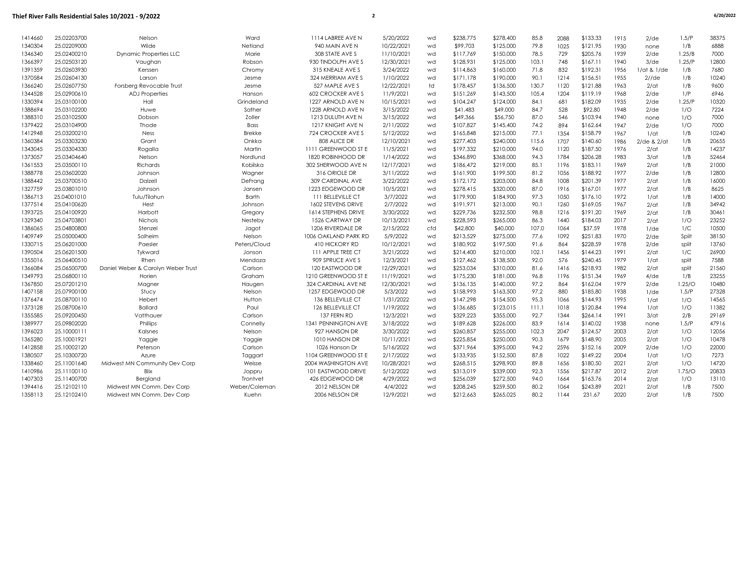# Thief River Falls Residential Sales 10/2021 - 9/2022

| | | | | | | | | | | | | | | | | |
|---|---|---|---|---|---|---|---|---|---|---|---|---|---|---|---|---|
| 1414660 | 25.02203700 | Nelson | Ward | 1114 LABREE AVE N | 5/20/2022 | wd | $238,775 | $278,400 | 85.8 | 2088 | $133.33 | 1915 | 2/de | 1.5/P | 38375 |
| 1340304 | 25.02209000 | Wilde | Netland | 940 MAIN AVE N | 10/22/2021 | wd | $99,703 | $125,000 | 79.8 | 1025 | $121.95 | 1930 | none | 1/B | 6888 |
| 1346340 | 25.02400210 | Dynamic Properties LLC | Marie | 308 STATE AVE S | 11/10/2021 | wd | $117,769 | $150,000 | 78.5 | 729 | $205.76 | 1939 | 2/de | 1.25/B | 7000 |
| 1366397 | 25.02503120 | Vaughan | Robson | 930 TINDOLPH AVE S | 12/30/2021 | wd | $128,931 | $125,000 | 103.1 | 748 | $167.11 | 1940 | 3/de | 1.25/P | 12800 |
| 1391359 | 25.02603930 | Kerssen | Chromy | 315 KNEALE AVE S | 3/24/2022 | wd | $114,863 | $160,000 | 71.8 | 832 | $192.31 | 1956 | 1/at & 1/de | 1/B | 7680 |
| 1370584 | 25.02604130 | Larson | Jesme | 324 MERRIAM AVE S | 1/10/2022 | wd | $171,178 | $190,000 | 90.1 | 1214 | $156.51 | 1955 | 2//de | 1/B | 10240 |
| 1366240 | 25.02607750 | Forsberg Revocable Trust | Jesme | 527 MAPLE AVE S | 12/22/2021 | td | $178,457 | $136,500 | 130.7 | 1120 | $121.88 | 1963 | 2/at | 1/B | 9600 |
| 1344528 | 25.02900610 | ADJ Properties | Hanson | 602 CROCKER AVE S | 11/9/2021 | wd | $151,269 | $143,500 | 105.4 | 1204 | $119.19 | 1968 | 2/de | 1/P | 6946 |
| 1330394 | 25.03100100 | Hall | Grindeland | 1227 ARNOLD AVE N | 10/15/2021 | wd | $104,247 | $124,000 | 84.1 | 681 | $182.09 | 1935 | 2/de | 1.25/P | 10320 |
| 1388694 | 25.03102200 | Huwe | Sather | 1228 ARNOLD AVE N | 3/15/2022 | wd | $41,483 | $49,000 | 84.7 | 528 | $92.80 | 1948 | 2/de | 1/O | 7224 |
| 1388310 | 25.03102500 | Dobson | Zoller | 1213 DULUTH AVE N | 3/15/2022 | wd | $49,366 | $56,750 | 87.0 | 546 | $103.94 | 1940 | none | 1/O | 7000 |
| 1379422 | 25.03104900 | Thode | Bass | 1217 KNIGHT AVE N | 2/11/2022 | wd | $107,827 | $145,400 | 74.2 | 894 | $162.64 | 1947 | 2/de | 1/O | 7000 |
| 1412948 | 25.03200210 | Ness | Brekke | 724 CROCKER AVE S | 5/12/2022 | wd | $165,848 | $215,000 | 77.1 | 1354 | $158.79 | 1967 | 1/at | 1/B | 10240 |
| 1360384 | 25.03303230 | Grant | Onkka | 808 ALICE DR | 12/10/2021 | wd | $277,403 | $240,000 | 115.6 | 1707 | $140.60 | 1986 | 2/de & 2/at | 1/B | 20655 |
| 1343045 | 25.03304330 | Rogalla | Martin | 1111 GREENWOOD ST E | 11/5/2021 | wd | $197,332 | $210,000 | 94.0 | 1120 | $187.50 | 1976 | 2/at | 1/B | 14237 |
| 1373057 | 25.03404640 | Nelson | Nordlund | 1820 ROBINHOOD DR | 1/14/2022 | wd | $346,890 | $368,000 | 94.3 | 1784 | $206.28 | 1983 | 3/at | 1/B | 52464 |
| 1361553 | 25.03500110 | Richards | Kobilska | 302 SHERWOOD AVE N | 12/17/2021 | wd | $186,472 | $219,000 | 85.1 | 1196 | $183.11 | 1969 | 2/at | 1/B | 21000 |
| 1388778 | 25.03602020 | Johnson | Wagner | 316 ORIOLE DR | 3/11/2022 | wd | $161,900 | $199,500 | 81.2 | 1056 | $188.92 | 1977 | 2/de | 1/B | 12800 |
| 1388442 | 25.03700510 | Dalzell | DeFrang | 309 CARDINAL AVE | 3/22/2022 | wd | $172,172 | $203,000 | 84.8 | 1008 | $201.39 | 1977 | 2/at | 1/B | 16000 |
| 1327759 | 25.03801010 | Johnson | Jansen | 1223 EDGEWOOD DR | 10/5/2021 | wd | $278,415 | $320,000 | 87.0 | 1916 | $167.01 | 1977 | 2/at | 1/B | 8625 |
| 1386713 | 25.04001010 | Tulu/Tilahun | Barth | 111 BELLEVILLE CT | 3/7/2022 | wd | $179,900 | $184,900 | 97.3 | 1050 | $176.10 | 1972 | 1/at | 1/B | 14000 |
| 1377514 | 25.04100620 | Hest | Johnson | 1602 STEVENS DRIVE | 2/7/2022 | wd | $191,971 | $213,000 | 90.1 | 1260 | $169.05 | 1967 | 2/at | 1/B | 34942 |
| 1393725 | 25.04100920 | Harbott | Gregory | 1614 STEPHENS DRIVE | 3/30/2022 | wd | $229,736 | $232,500 | 98.8 | 1216 | $191.20 | 1969 | 2/at | 1/B | 30461 |
| 1329340 | 25.04703801 | Nichols | Nesteby | 1526 CARTWAY DR | 10/13/2021 | wd | $228,593 | $265,000 | 86.3 | 1440 | $184.03 | 2017 | 2/at | 1/O | 23252 |
| 1386065 | 25.04800800 | Stenzel | Jagot | 1206 RIVERDALE DR | 2/15/2022 | cfd | $42,800 | $40,000 | 107.0 | 1064 | $37.59 | 1978 | 1/de | 1/C | 10500 |
| 1409749 | 25.05000400 | Solheim | Nelson | 1006 OAKLAND PARK RD | 5/9/2022 | wd | $213,529 | $275,000 | 77.6 | 1092 | $251.83 | 1970 | 2/de | Split | 38150 |
| 1330715 | 25.06201000 | Paesler | Peters/Cloud | 410 HICKORY RD | 10/12/2021 | wd | $180,902 | $197,500 | 91.6 | 864 | $228.59 | 1978 | 2/de | split | 13760 |
| 1390504 | 25.06201500 | Tykward | Jonson | 111 APPLE TREE CT | 3/21/2022 | wd | $214,400 | $210,000 | 102.1 | 1456 | $144.23 | 1991 | 2/at | 1/C | 26900 |
| 1355016 | 25.06400510 | Rhen | Mendoza | 909 SPRUCE AVE S | 12/3/2021 | wd | $127,462 | $138,500 | 92.0 | 576 | $240.45 | 1979 | 1/at | split | 7588 |
| 1366084 | 25.06500700 | Daniel Weber & Carolyn Weber Trust | Carlson | 120 EASTWOOD DR | 12/29/2021 | wd | $253,034 | $310,000 | 81.6 | 1416 | $218.93 | 1982 | 2/at | split | 21560 |
| 1349793 | 25.06800110 | Horien | Graham | 1210 GREENWOOD ST E | 11/19/2021 | wd | $175,230 | $181,000 | 96.8 | 1196 | $151.34 | 1969 | 4/de | 1/B | 23255 |
| 1367850 | 25.07201210 | Magner | Haugen | 324 CARDINAL AVE NE | 12/30/2021 | wd | $136,135 | $140,000 | 97.2 | 864 | $162.04 | 1979 | 2/de | 1.25/O | 10480 |
| 1407158 | 25.07900100 | Stucy | Nelson | 1257 EDGEWOOD DR | 5/3/2022 | wd | $158,993 | $163,500 | 97.2 | 880 | $185.80 | 1938 | 1/de | 1.5/P | 27328 |
| 1376474 | 25.08700110 | Hebert | Hutton | 136 BELLEVILLE CT | 1/31/2022 | wd | $147,298 | $154,500 | 95.3 | 1066 | $144.93 | 1995 | 1/at | 1/O | 14565 |
| 1373128 | 25.08700610 | Ballard | Paul | 126 BELLEVILLE CT | 1/19/2022 | wd | $136,685 | $123,015 | 111.1 | 1018 | $120.84 | 1994 | 1/at | 1/O | 11382 |
| 1355585 | 25.09200450 | Vatthauer | Carlson | 137 FERN RD | 12/3/2021 | wd | $329,223 | $355,000 | 92.7 | 1344 | $264.14 | 1991 | 3/at | 2/B | 29169 |
| 1389977 | 25.09802020 | Phillips | Connelly | 1341 PENNINGTON AVE | 3/18/2022 | wd | $189,628 | $226,000 | 83.9 | 1614 | $140.02 | 1938 | none | 1.5/P | 47916 |
| 1396023 | 25.10000111 | Kalsnes | Nelson | 927 HANSON DR | 3/30/2022 | wd | $260,857 | $255,000 | 102.3 | 2047 | $124.57 | 2003 | 2/at | 1/O | 12056 |
| 1365280 | 25.10001921 | Yaggie | Yaggie | 1010 HANSON DR | 10/11/2021 | wd | $225,854 | $250,000 | 90.3 | 1679 | $148.90 | 2005 | 2/at | 1/O | 10478 |
| 1412858 | 25.10002120 | Peterson | Carlson | 1026 Hanson Dr | 5/16/2022 | wd | $371,964 | $395,000 | 94.2 | 2596 | $152.16 | 2009 | 2/de | 1/O | 22000 |
| 1380507 | 25.10300720 | Azure | Taggart | 1104 GREENWOOD ST E | 2/17/2022 | wd | $133,935 | $152,500 | 87.8 | 1022 | $149.22 | 2004 | 1/at | 1/O | 7273 |
| 1338460 | 25.11001640 | Midwest MN Community Dev Corp | Weisse | 2004 WASHINGTON AVE | 10/28/2021 | wd | $268,515 | $298,900 | 89.8 | 1656 | $180.50 | 2021 | 2/at | 1/O | 14720 |
| 1410986 | 25.11100110 | Blix | Joppru | 101 EASTWOOD DRIVE | 5/12/2022 | wd | $313,019 | $339,000 | 92.3 | 1556 | $217.87 | 2012 | 2/at | 1.75/O | 20833 |
| 1407303 | 25.11400700 | Bergland | Trontvet | 426 EDGEWOOD DR | 4/29/2022 | wd | $256,039 | $272,500 | 94.0 | 1664 | $163.76 | 2014 | 2/at | 1/O | 13110 |
| 1394416 | 25.12102110 | Midwest MN Comm. Dev Corp | Weber/Coleman | 2012 NELSON DR | 4/4/2022 | wd | $208,245 | $259,500 | 80.2 | 1064 | $243.89 | 2021 | 2/at | 1/B | 7500 |
| 1358113 | 25.12102410 | Midwest MN Comm. Dev Corp | Kuehn | 2006 NELSON DR | 12/9/2021 | wd | $212,663 | $265,025 | 80.2 | 1144 | 231.67 | 2020 | 2/at | 1/B | 7500 |